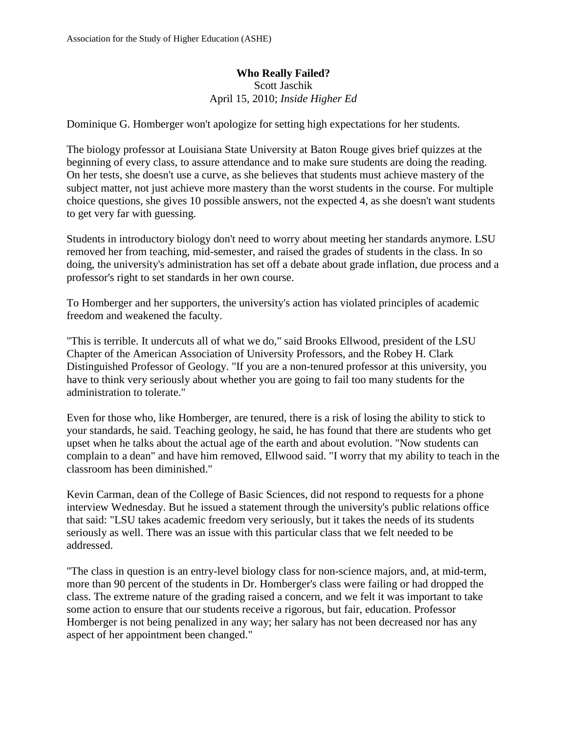Association for the Study of Higher Education (ASHE)

**Who Really Failed?**

Scott Jaschik

April 15, 2010; *Inside Higher Ed*

Dominique G. Homberger won't apologize for setting high expectations for her students.

The biology professor at Louisiana State University at Baton Rouge gives brief quizzes at the beginning of every class, to assure attendance and to make sure students are doing the reading. On her tests, she doesn't use a curve, as she believes that students must achieve mastery of the subject matter, not just achieve more mastery than the worst students in the course. For multiple choice questions, she gives 10 possible answers, not the expected 4, as she doesn't want students to get very far with guessing.

Students in introductory biology don't need to worry about meeting her standards anymore. LSU removed her from teaching, mid-semester, and raised the grades of students in the class. In so doing, the university's administration has set off a debate about grade inflation, due process and a professor's right to set standards in her own course.

To Homberger and her supporters, the university's action has violated principles of academic freedom and weakened the faculty.

"This is terrible. It undercuts all of what we do," said Brooks Ellwood, president of the LSU Chapter of the American Association of University Professors, and the Robey H. Clark Distinguished Professor of Geology. "If you are a non-tenured professor at this university, you have to think very seriously about whether you are going to fail too many students for the administration to tolerate."

Even for those who, like Homberger, are tenured, there is a risk of losing the ability to stick to your standards, he said. Teaching geology, he said, he has found that there are students who get upset when he talks about the actual age of the earth and about evolution. "Now students can complain to a dean" and have him removed, Ellwood said. "I worry that my ability to teach in the classroom has been diminished."

Kevin Carman, dean of the College of Basic Sciences, did not respond to requests for a phone interview Wednesday. But he issued a statement through the university's public relations office that said: "LSU takes academic freedom very seriously, but it takes the needs of its students seriously as well. There was an issue with this particular class that we felt needed to be addressed.

"The class in question is an entry-level biology class for non-science majors, and, at mid-term, more than 90 percent of the students in Dr. Homberger's class were failing or had dropped the class. The extreme nature of the grading raised a concern, and we felt it was important to take some action to ensure that our students receive a rigorous, but fair, education. Professor Homberger is not being penalized in any way; her salary has not been decreased nor has any aspect of her appointment been changed."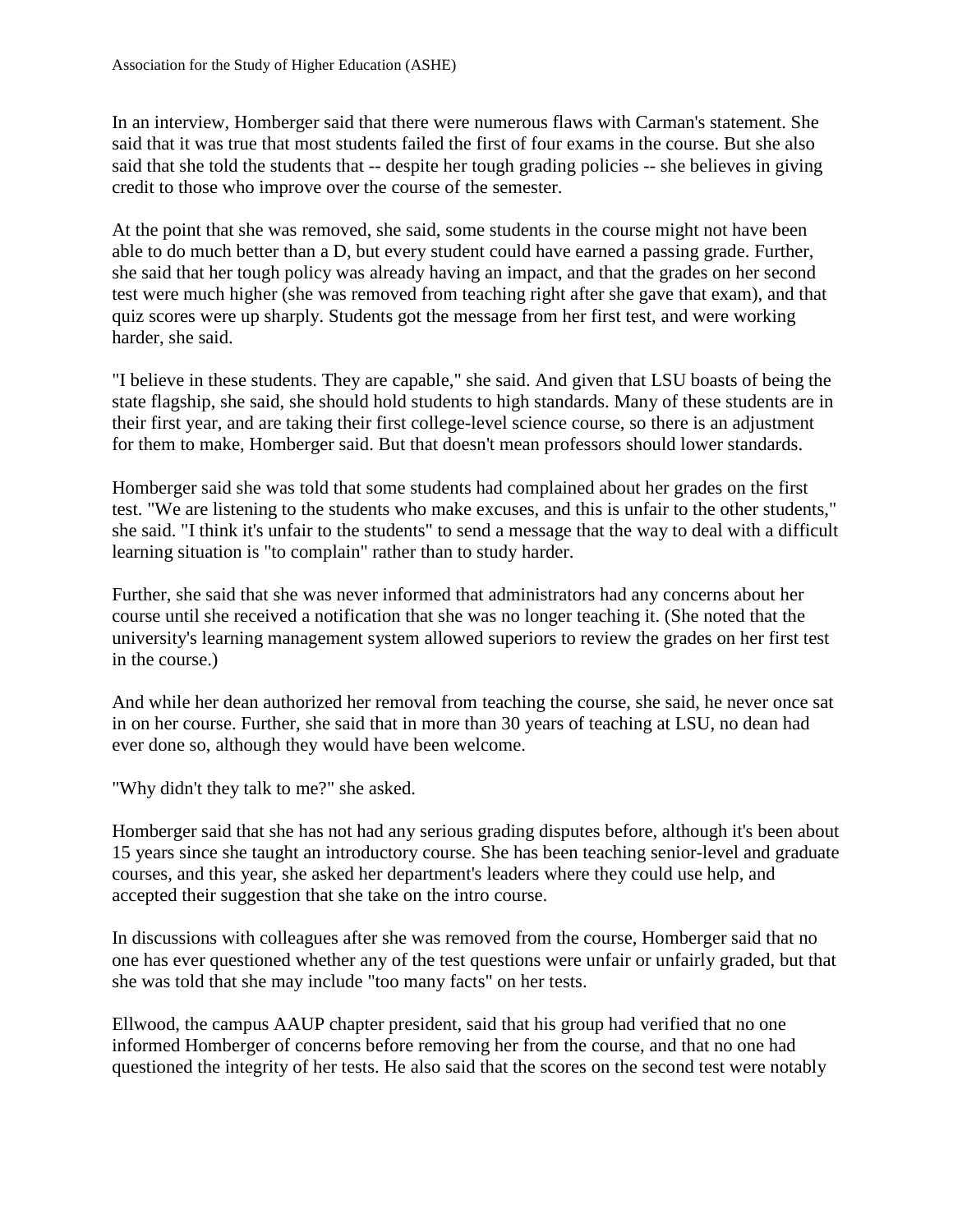In an interview, Homberger said that there were numerous flaws with Carman's statement. She said that it was true that most students failed the first of four exams in the course. But she also said that she told the students that -- despite her tough grading policies -- she believes in giving credit to those who improve over the course of the semester.

At the point that she was removed, she said, some students in the course might not have been able to do much better than a D, but every student could have earned a passing grade. Further, she said that her tough policy was already having an impact, and that the grades on her second test were much higher (she was removed from teaching right after she gave that exam), and that quiz scores were up sharply. Students got the message from her first test, and were working harder, she said.

"I believe in these students. They are capable," she said. And given that LSU boasts of being the state flagship, she said, she should hold students to high standards. Many of these students are in their first year, and are taking their first college-level science course, so there is an adjustment for them to make, Homberger said. But that doesn't mean professors should lower standards.

Homberger said she was told that some students had complained about her grades on the first test. "We are listening to the students who make excuses, and this is unfair to the other students," she said. "I think it's unfair to the students" to send a message that the way to deal with a difficult learning situation is "to complain" rather than to study harder.

Further, she said that she was never informed that administrators had any concerns about her course until she received a notification that she was no longer teaching it. (She noted that the university's learning management system allowed superiors to review the grades on her first test in the course.)

And while her dean authorized her removal from teaching the course, she said, he never once sat in on her course. Further, she said that in more than 30 years of teaching at LSU, no dean had ever done so, although they would have been welcome.

"Why didn't they talk to me?" she asked.

Homberger said that she has not had any serious grading disputes before, although it's been about 15 years since she taught an introductory course. She has been teaching senior-level and graduate courses, and this year, she asked her department's leaders where they could use help, and accepted their suggestion that she take on the intro course.

In discussions with colleagues after she was removed from the course, Homberger said that no one has ever questioned whether any of the test questions were unfair or unfairly graded, but that she was told that she may include "too many facts" on her tests.

Ellwood, the campus AAUP chapter president, said that his group had verified that no one informed Homberger of concerns before removing her from the course, and that no one had questioned the integrity of her tests. He also said that the scores on the second test were notably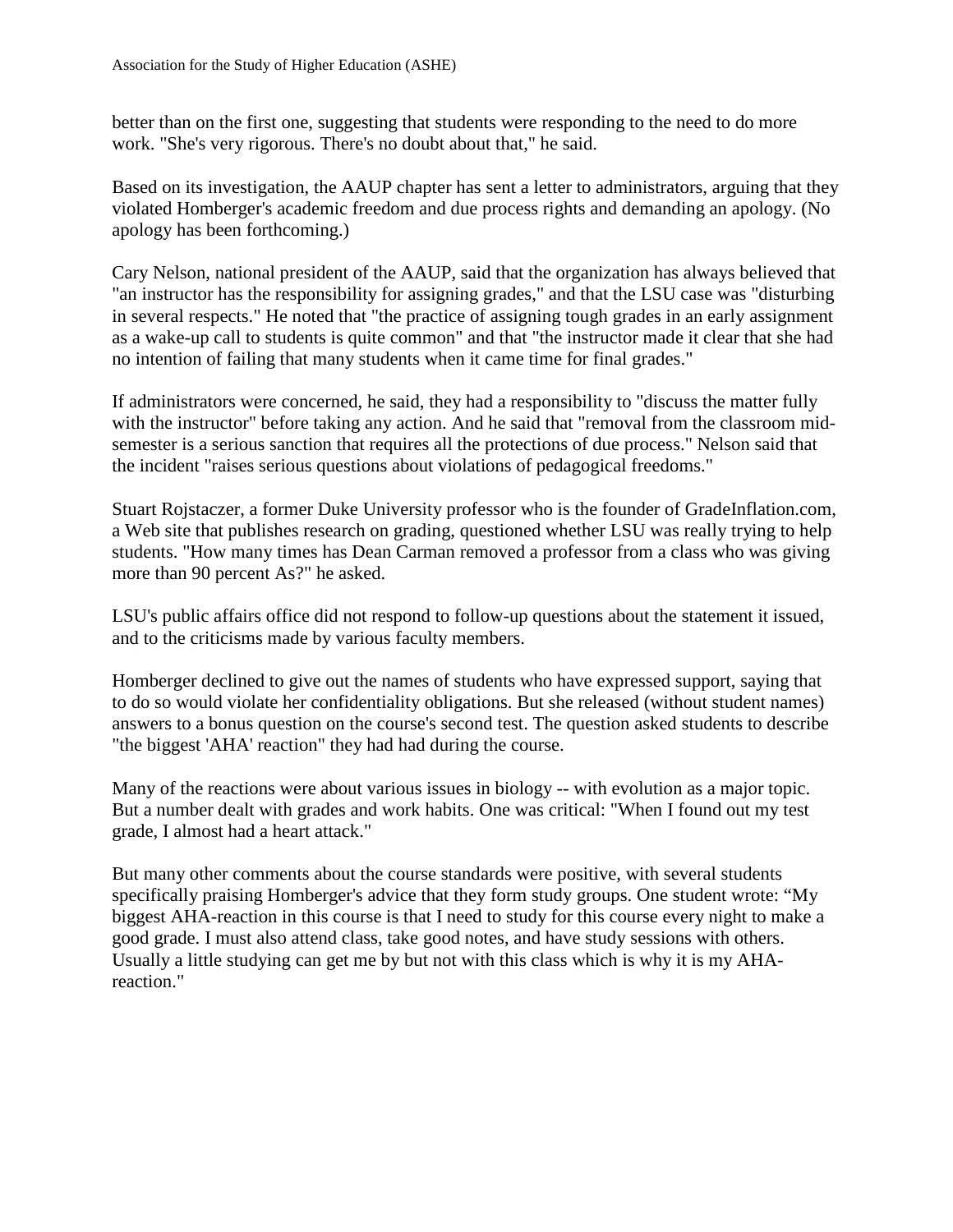better than on the first one, suggesting that students were responding to the need to do more work. "She's very rigorous. There's no doubt about that," he said.

Based on its investigation, the AAUP chapter has sent a letter to administrators, arguing that they violated Homberger's academic freedom and due process rights and demanding an apology. (No apology has been forthcoming.)

Cary Nelson, national president of the AAUP, said that the organization has always believed that "an instructor has the responsibility for assigning grades," and that the LSU case was "disturbing in several respects." He noted that "the practice of assigning tough grades in an early assignment as a wake-up call to students is quite common" and that "the instructor made it clear that she had no intention of failing that many students when it came time for final grades."

If administrators were concerned, he said, they had a responsibility to "discuss the matter fully with the instructor" before taking any action. And he said that "removal from the classroom mid-semester is a serious sanction that requires all the protections of due process." Nelson said that the incident "raises serious questions about violations of pedagogical freedoms."

Stuart Rojstaczer, a former Duke University professor who is the founder of GradeInflation.com, a Web site that publishes research on grading, questioned whether LSU was really trying to help students. "How many times has Dean Carman removed a professor from a class who was giving more than 90 percent As?" he asked.

LSU's public affairs office did not respond to follow-up questions about the statement it issued, and to the criticisms made by various faculty members.

Homberger declined to give out the names of students who have expressed support, saying that to do so would violate her confidentiality obligations. But she released (without student names) answers to a bonus question on the course's second test. The question asked students to describe "the biggest 'AHA' reaction" they had had during the course.

Many of the reactions were about various issues in biology -- with evolution as a major topic. But a number dealt with grades and work habits. One was critical: "When I found out my test grade, I almost had a heart attack."

But many other comments about the course standards were positive, with several students specifically praising Homberger's advice that they form study groups. One student wrote: "My biggest AHA-reaction in this course is that I need to study for this course every night to make a good grade. I must also attend class, take good notes, and have study sessions with others. Usually a little studying can get me by but not with this class which is why it is my AHA-reaction."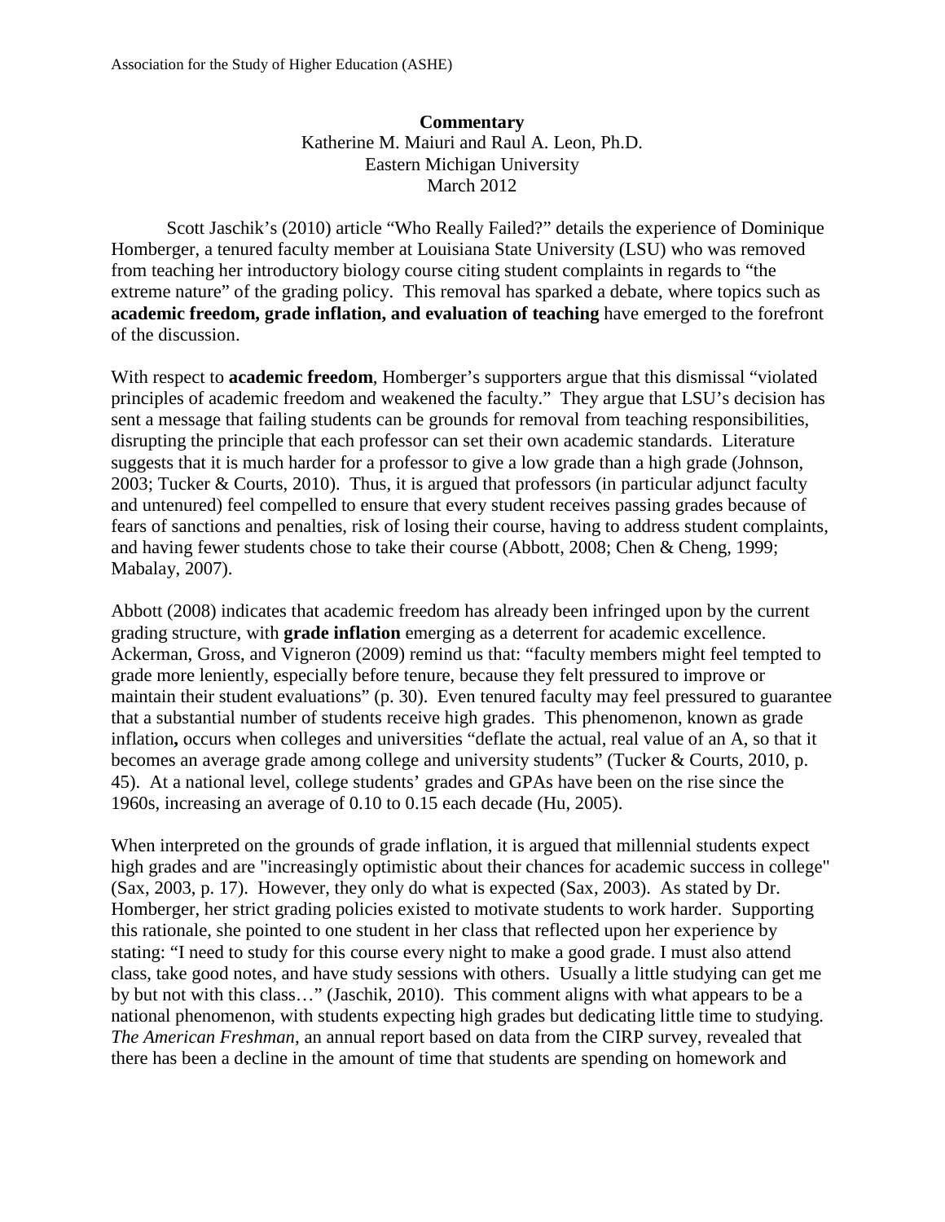**Commentary**
Katherine M. Maiuri and Raul A. Leon, Ph.D.
Eastern Michigan University
March 2012

Scott Jaschik's (2010) article "Who Really Failed?" details the experience of Dominique Homberger, a tenured faculty member at Louisiana State University (LSU) who was removed from teaching her introductory biology course citing student complaints in regards to "the extreme nature" of the grading policy. This removal has sparked a debate, where topics such as **academic freedom, grade inflation, and evaluation of teaching** have emerged to the forefront of the discussion.

With respect to **academic freedom**, Homberger's supporters argue that this dismissal "violated principles of academic freedom and weakened the faculty." They argue that LSU's decision has sent a message that failing students can be grounds for removal from teaching responsibilities, disrupting the principle that each professor can set their own academic standards. Literature suggests that it is much harder for a professor to give a low grade than a high grade (Johnson, 2003; Tucker & Courts, 2010). Thus, it is argued that professors (in particular adjunct faculty and untenured) feel compelled to ensure that every student receives passing grades because of fears of sanctions and penalties, risk of losing their course, having to address student complaints, and having fewer students chose to take their course (Abbott, 2008; Chen & Cheng, 1999; Mabalay, 2007).

Abbott (2008) indicates that academic freedom has already been infringed upon by the current grading structure, with **grade inflation** emerging as a deterrent for academic excellence. Ackerman, Gross, and Vigneron (2009) remind us that: "faculty members might feel tempted to grade more leniently, especially before tenure, because they felt pressured to improve or maintain their student evaluations" (p. 30). Even tenured faculty may feel pressured to guarantee that a substantial number of students receive high grades. This phenomenon, known as grade inflation**,** occurs when colleges and universities "deflate the actual, real value of an A, so that it becomes an average grade among college and university students" (Tucker & Courts, 2010, p. 45). At a national level, college students' grades and GPAs have been on the rise since the 1960s, increasing an average of 0.10 to 0.15 each decade (Hu, 2005).

When interpreted on the grounds of grade inflation, it is argued that millennial students expect high grades and are "increasingly optimistic about their chances for academic success in college" (Sax, 2003, p. 17). However, they only do what is expected (Sax, 2003). As stated by Dr. Homberger, her strict grading policies existed to motivate students to work harder. Supporting this rationale, she pointed to one student in her class that reflected upon her experience by stating: "I need to study for this course every night to make a good grade. I must also attend class, take good notes, and have study sessions with others. Usually a little studying can get me by but not with this class…" (Jaschik, 2010). This comment aligns with what appears to be a national phenomenon, with students expecting high grades but dedicating little time to studying. *The American Freshman,* an annual report based on data from the CIRP survey, revealed that there has been a decline in the amount of time that students are spending on homework and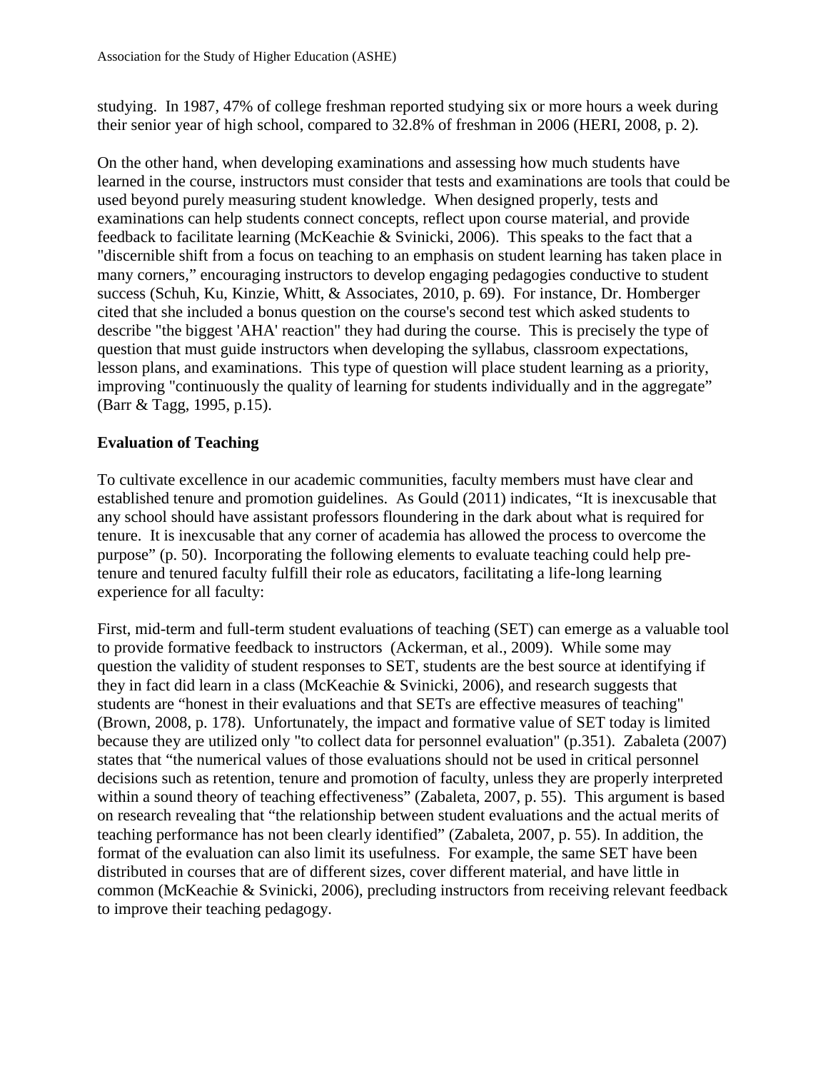studying. In 1987, 47% of college freshman reported studying six or more hours a week during their senior year of high school, compared to 32.8% of freshman in 2006 (HERI, 2008, p. 2).

On the other hand, when developing examinations and assessing how much students have learned in the course, instructors must consider that tests and examinations are tools that could be used beyond purely measuring student knowledge. When designed properly, tests and examinations can help students connect concepts, reflect upon course material, and provide feedback to facilitate learning (McKeachie & Svinicki, 2006). This speaks to the fact that a "discernible shift from a focus on teaching to an emphasis on student learning has taken place in many corners," encouraging instructors to develop engaging pedagogies conductive to student success (Schuh, Ku, Kinzie, Whitt, & Associates, 2010, p. 69). For instance, Dr. Homberger cited that she included a bonus question on the course's second test which asked students to describe "the biggest 'AHA' reaction" they had during the course. This is precisely the type of question that must guide instructors when developing the syllabus, classroom expectations, lesson plans, and examinations. This type of question will place student learning as a priority, improving "continuously the quality of learning for students individually and in the aggregate" (Barr & Tagg, 1995, p.15).

## Evaluation of Teaching

To cultivate excellence in our academic communities, faculty members must have clear and established tenure and promotion guidelines. As Gould (2011) indicates, "It is inexcusable that any school should have assistant professors floundering in the dark about what is required for tenure. It is inexcusable that any corner of academia has allowed the process to overcome the purpose" (p. 50). Incorporating the following elements to evaluate teaching could help pre-tenure and tenured faculty fulfill their role as educators, facilitating a life-long learning experience for all faculty:

First, mid-term and full-term student evaluations of teaching (SET) can emerge as a valuable tool to provide formative feedback to instructors (Ackerman, et al., 2009). While some may question the validity of student responses to SET, students are the best source at identifying if they in fact did learn in a class (McKeachie & Svinicki, 2006), and research suggests that students are "honest in their evaluations and that SETs are effective measures of teaching" (Brown, 2008, p. 178). Unfortunately, the impact and formative value of SET today is limited because they are utilized only "to collect data for personnel evaluation" (p.351). Zabaleta (2007) states that "the numerical values of those evaluations should not be used in critical personnel decisions such as retention, tenure and promotion of faculty, unless they are properly interpreted within a sound theory of teaching effectiveness" (Zabaleta, 2007, p. 55). This argument is based on research revealing that "the relationship between student evaluations and the actual merits of teaching performance has not been clearly identified" (Zabaleta, 2007, p. 55). In addition, the format of the evaluation can also limit its usefulness. For example, the same SET have been distributed in courses that are of different sizes, cover different material, and have little in common (McKeachie & Svinicki, 2006), precluding instructors from receiving relevant feedback to improve their teaching pedagogy.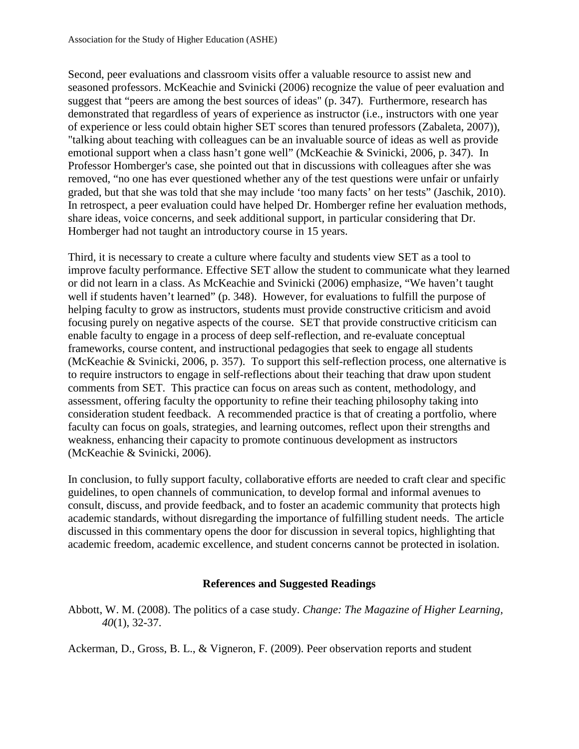Second, peer evaluations and classroom visits offer a valuable resource to assist new and seasoned professors. McKeachie and Svinicki (2006) recognize the value of peer evaluation and suggest that "peers are among the best sources of ideas" (p. 347). Furthermore, research has demonstrated that regardless of years of experience as instructor (i.e., instructors with one year of experience or less could obtain higher SET scores than tenured professors (Zabaleta, 2007)), "talking about teaching with colleagues can be an invaluable source of ideas as well as provide emotional support when a class hasn't gone well" (McKeachie & Svinicki, 2006, p. 347). In Professor Homberger's case, she pointed out that in discussions with colleagues after she was removed, "no one has ever questioned whether any of the test questions were unfair or unfairly graded, but that she was told that she may include 'too many facts' on her tests" (Jaschik, 2010). In retrospect, a peer evaluation could have helped Dr. Homberger refine her evaluation methods, share ideas, voice concerns, and seek additional support, in particular considering that Dr. Homberger had not taught an introductory course in 15 years.

Third, it is necessary to create a culture where faculty and students view SET as a tool to improve faculty performance. Effective SET allow the student to communicate what they learned or did not learn in a class. As McKeachie and Svinicki (2006) emphasize, "We haven't taught well if students haven't learned" (p. 348). However, for evaluations to fulfill the purpose of helping faculty to grow as instructors, students must provide constructive criticism and avoid focusing purely on negative aspects of the course. SET that provide constructive criticism can enable faculty to engage in a process of deep self-reflection, and re-evaluate conceptual frameworks, course content, and instructional pedagogies that seek to engage all students (McKeachie & Svinicki, 2006, p. 357). To support this self-reflection process, one alternative is to require instructors to engage in self-reflections about their teaching that draw upon student comments from SET. This practice can focus on areas such as content, methodology, and assessment, offering faculty the opportunity to refine their teaching philosophy taking into consideration student feedback. A recommended practice is that of creating a portfolio, where faculty can focus on goals, strategies, and learning outcomes, reflect upon their strengths and weakness, enhancing their capacity to promote continuous development as instructors (McKeachie & Svinicki, 2006).

In conclusion, to fully support faculty, collaborative efforts are needed to craft clear and specific guidelines, to open channels of communication, to develop formal and informal avenues to consult, discuss, and provide feedback, and to foster an academic community that protects high academic standards, without disregarding the importance of fulfilling student needs. The article discussed in this commentary opens the door for discussion in several topics, highlighting that academic freedom, academic excellence, and student concerns cannot be protected in isolation.

## References and Suggested Readings

Abbott, W. M. (2008). The politics of a case study. *Change: The Magazine of Higher Learning, 40*(1), 32-37.

Ackerman, D., Gross, B. L., & Vigneron, F. (2009). Peer observation reports and student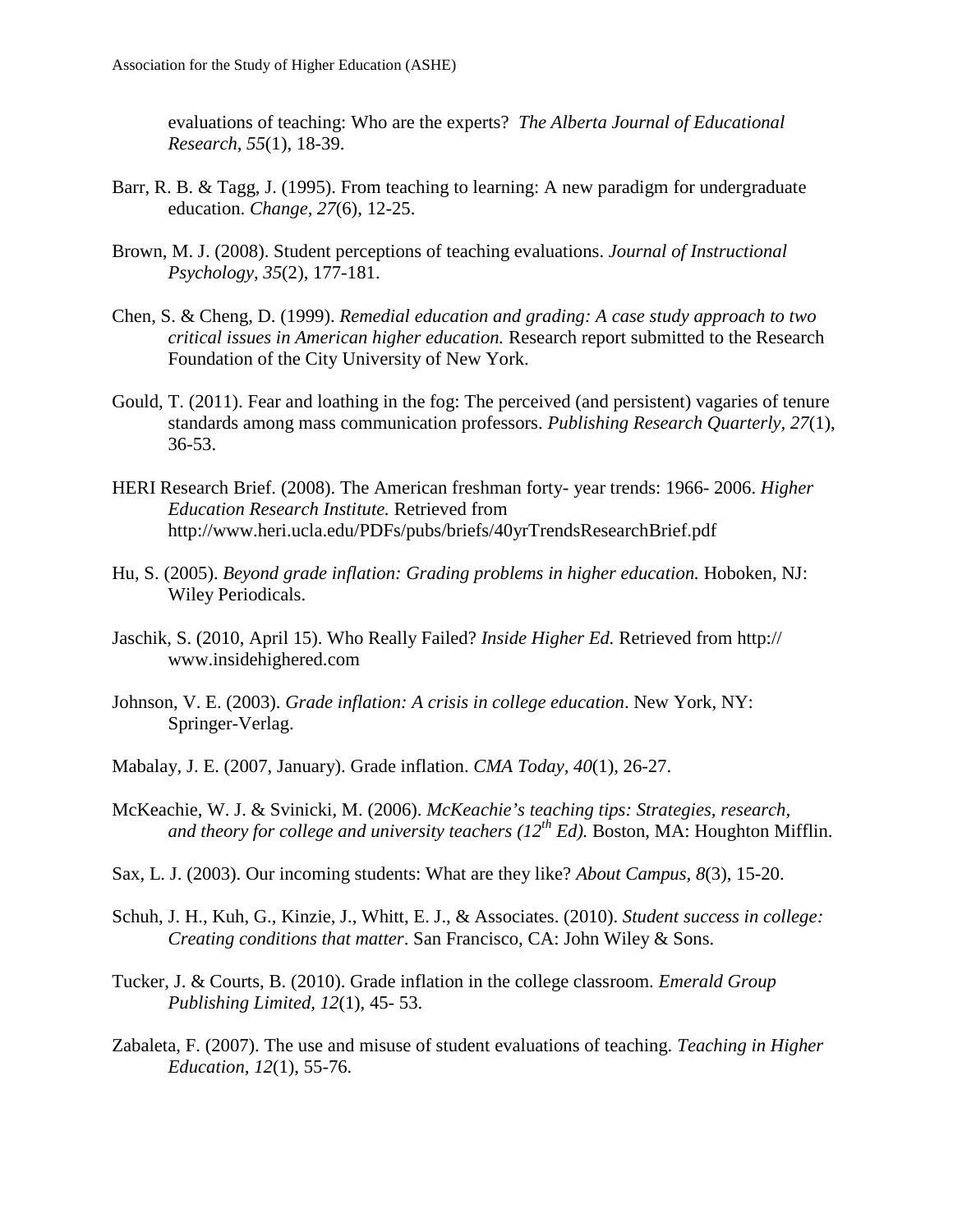evaluations of teaching: Who are the experts? *The Alberta Journal of Educational Research, 55*(1), 18-39.

Barr, R. B. & Tagg, J. (1995). From teaching to learning: A new paradigm for undergraduate education. *Change, 27*(6), 12-25.

Brown, M. J. (2008). Student perceptions of teaching evaluations. *Journal of Instructional Psychology, 35*(2), 177-181.

Chen, S. & Cheng, D. (1999). *Remedial education and grading: A case study approach to two critical issues in American higher education.* Research report submitted to the Research Foundation of the City University of New York.

Gould, T. (2011). Fear and loathing in the fog: The perceived (and persistent) vagaries of tenure standards among mass communication professors. *Publishing Research Quarterly, 27*(1), 36-53.

HERI Research Brief. (2008). The American freshman forty- year trends: 1966- 2006. *Higher Education Research Institute.* Retrieved from http://www.heri.ucla.edu/PDFs/pubs/briefs/40yrTrendsResearchBrief.pdf

Hu, S. (2005). *Beyond grade inflation: Grading problems in higher education.* Hoboken, NJ: Wiley Periodicals.

Jaschik, S. (2010, April 15). Who Really Failed? *Inside Higher Ed.* Retrieved from http:// www.insidehighered.com

Johnson, V. E. (2003). *Grade inflation: A crisis in college education*. New York, NY: Springer-Verlag.

Mabalay, J. E. (2007, January). Grade inflation. *CMA Today, 40*(1), 26-27.

McKeachie, W. J. & Svinicki, M. (2006). *McKeachie's teaching tips: Strategies, research, and theory for college and university teachers (12th Ed).* Boston, MA: Houghton Mifflin.

Sax, L. J. (2003). Our incoming students: What are they like? *About Campus, 8*(3), 15-20.

Schuh, J. H., Kuh, G., Kinzie, J., Whitt, E. J., & Associates. (2010). *Student success in college: Creating conditions that matter*. San Francisco, CA: John Wiley & Sons.

Tucker, J. & Courts, B. (2010). Grade inflation in the college classroom. *Emerald Group Publishing Limited, 12*(1), 45- 53.

Zabaleta, F. (2007). The use and misuse of student evaluations of teaching. *Teaching in Higher Education, 12*(1), 55-76.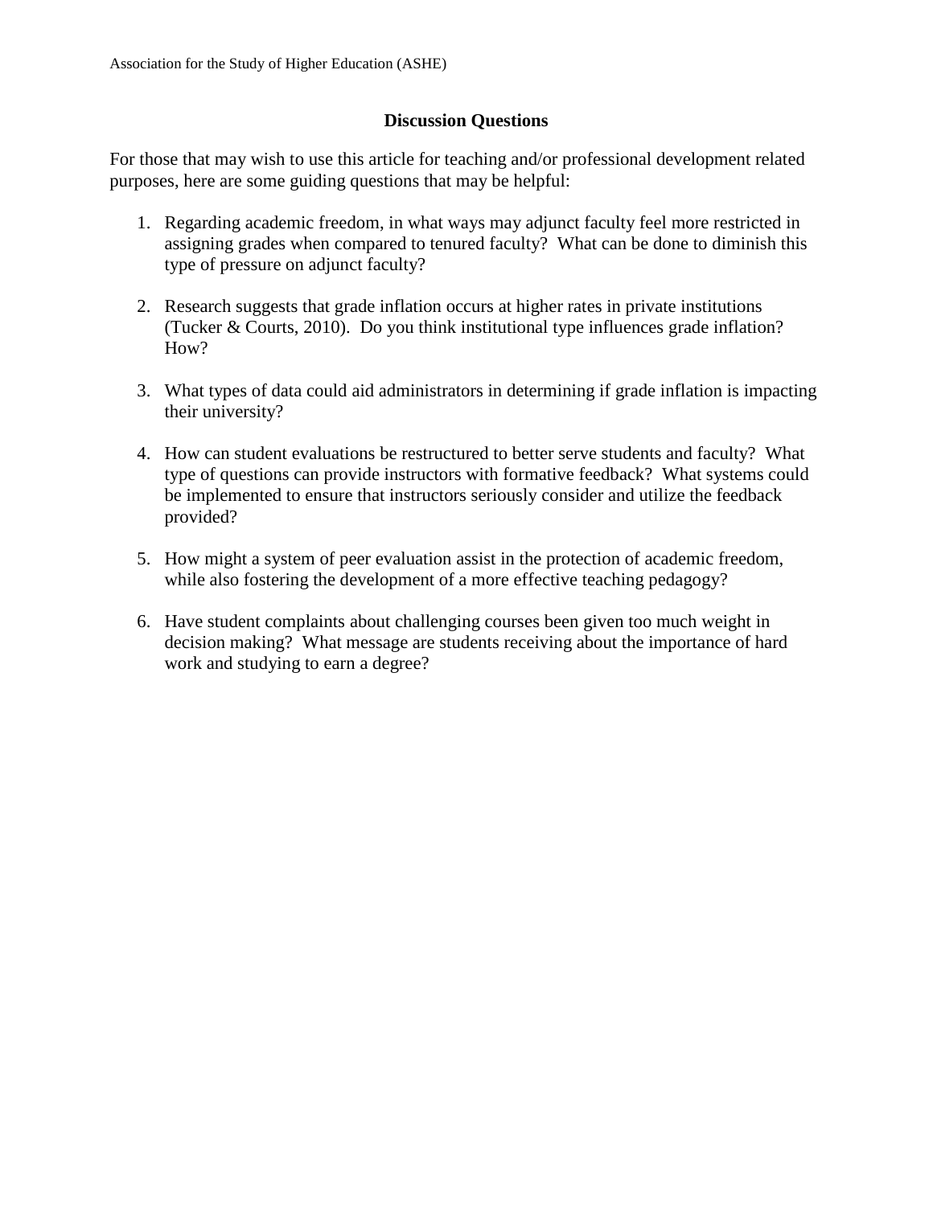## Discussion Questions

For those that may wish to use this article for teaching and/or professional development related purposes, here are some guiding questions that may be helpful:

1. Regarding academic freedom, in what ways may adjunct faculty feel more restricted in assigning grades when compared to tenured faculty? What can be done to diminish this type of pressure on adjunct faculty?

2. Research suggests that grade inflation occurs at higher rates in private institutions (Tucker & Courts, 2010). Do you think institutional type influences grade inflation? How?

3. What types of data could aid administrators in determining if grade inflation is impacting their university?

4. How can student evaluations be restructured to better serve students and faculty? What type of questions can provide instructors with formative feedback? What systems could be implemented to ensure that instructors seriously consider and utilize the feedback provided?

5. How might a system of peer evaluation assist in the protection of academic freedom, while also fostering the development of a more effective teaching pedagogy?

6. Have student complaints about challenging courses been given too much weight in decision making? What message are students receiving about the importance of hard work and studying to earn a degree?